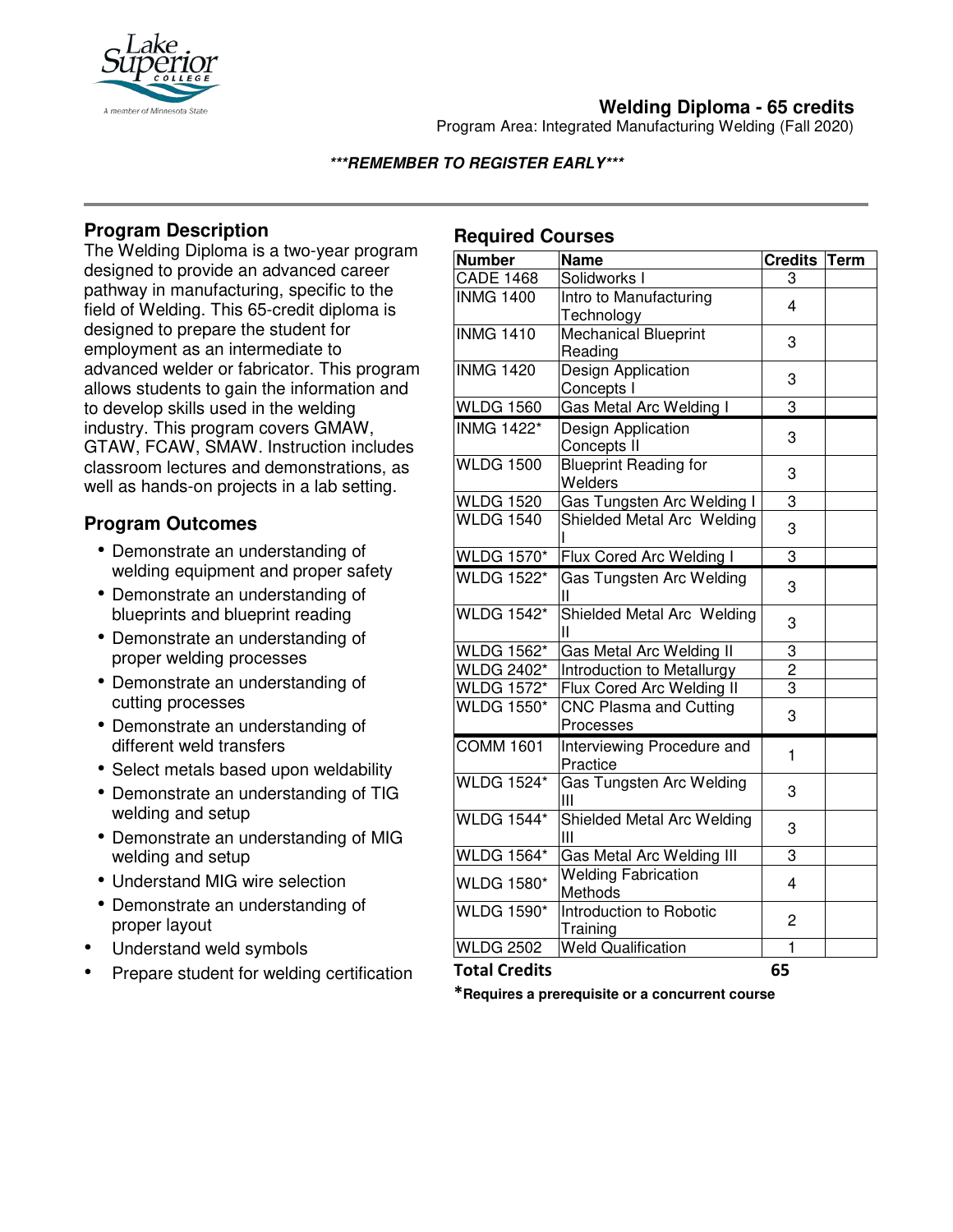# Welding Diploma - 65 credits

Program Area: Integrated Manufacturing Welding (Fall 2020)

***REMEMBER TO REGISTER EARLY***

## Program Description

The Welding Diploma is a two-year program designed to provide an advanced career pathway in manufacturing, specific to the field of Welding. This 65-credit diploma is designed to prepare the student for employment as an intermediate to advanced welder or fabricator. This program allows students to gain the information and to develop skills used in the welding industry. This program covers GMAW, GTAW, FCAW, SMAW. Instruction includes classroom lectures and demonstrations, as well as hands-on projects in a lab setting.

## Program Outcomes

- Demonstrate an understanding of welding equipment and proper safety
- Demonstrate an understanding of blueprints and blueprint reading
- Demonstrate an understanding of proper welding processes
- Demonstrate an understanding of cutting processes
- Demonstrate an understanding of different weld transfers
- Select metals based upon weldability
- Demonstrate an understanding of TIG welding and setup
- Demonstrate an understanding of MIG welding and setup
- Understand MIG wire selection
- Demonstrate an understanding of proper layout
- Understand weld symbols
- Prepare student for welding certification

## Required Courses

| Number | Name | Credits | Term |
|---|---|---|---|
| CADE 1468 | Solidworks I | 3 | |
| INMG 1400 | Intro to Manufacturing Technology | 4 | |
| INMG 1410 | Mechanical Blueprint Reading | 3 | |
| INMG 1420 | Design Application Concepts I | 3 | |
| WLDG 1560 | Gas Metal Arc Welding I | 3 | |
| INMG 1422* | Design Application Concepts II | 3 | |
| WLDG 1500 | Blueprint Reading for Welders | 3 | |
| WLDG 1520 | Gas Tungsten Arc Welding I | 3 | |
| WLDG 1540 | Shielded Metal Arc Welding I | 3 | |
| WLDG 1570* | Flux Cored Arc Welding I | 3 | |
| WLDG 1522* | Gas Tungsten Arc Welding II | 3 | |
| WLDG 1542* | Shielded Metal Arc Welding II | 3 | |
| WLDG 1562* | Gas Metal Arc Welding II | 3 | |
| WLDG 2402* | Introduction to Metallurgy | 2 | |
| WLDG 1572* | Flux Cored Arc Welding II | 3 | |
| WLDG 1550* | CNC Plasma and Cutting Processes | 3 | |
| COMM 1601 | Interviewing Procedure and Practice | 1 | |
| WLDG 1524* | Gas Tungsten Arc Welding III | 3 | |
| WLDG 1544* | Shielded Metal Arc Welding III | 3 | |
| WLDG 1564* | Gas Metal Arc Welding III | 3 | |
| WLDG 1580* | Welding Fabrication Methods | 4 | |
| WLDG 1590* | Introduction to Robotic Training | 2 | |
| WLDG 2502 | Weld Qualification | 1 | |
| **Total Credits** | | **65** | |

***Requires a prerequisite or a concurrent course**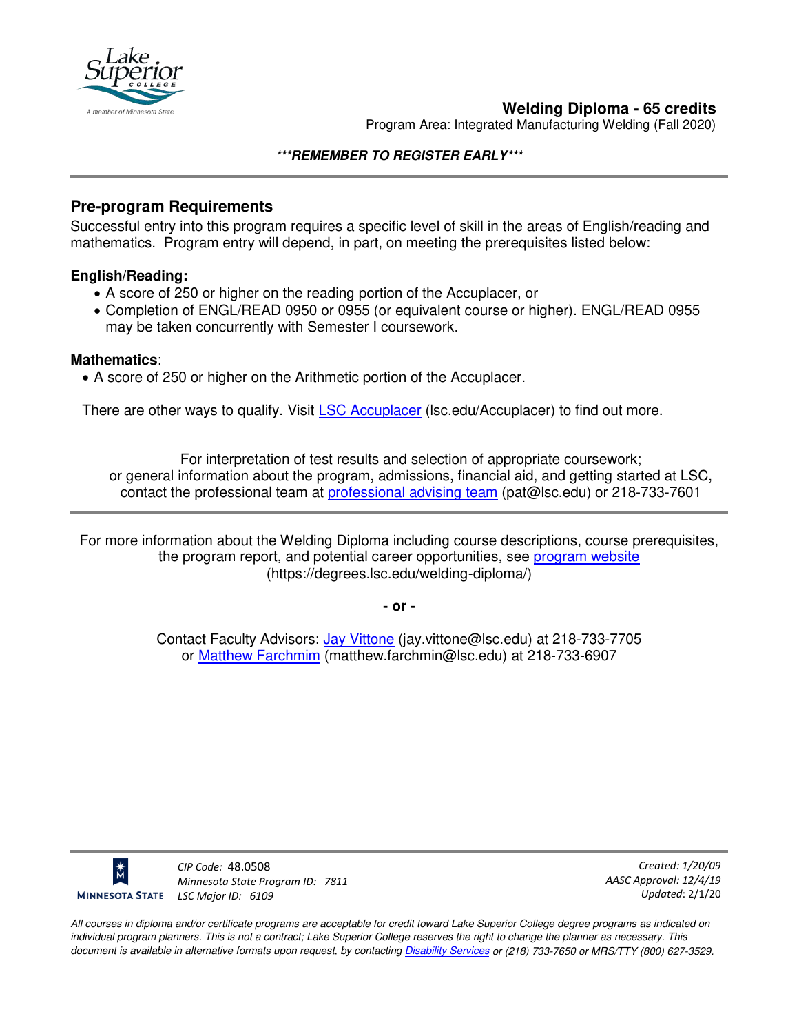**Welding Diploma - 65 credits**
Program Area: Integrated Manufacturing Welding (Fall 2020)

***REMEMBER TO REGISTER EARLY***

## Pre-program Requirements

Successful entry into this program requires a specific level of skill in the areas of English/reading and mathematics. Program entry will depend, in part, on meeting the prerequisites listed below:

**English/Reading:**

- A score of 250 or higher on the reading portion of the Accuplacer, or
- Completion of ENGL/READ 0950 or 0955 (or equivalent course or higher). ENGL/READ 0955 may be taken concurrently with Semester I coursework.

**Mathematics**:

- A score of 250 or higher on the Arithmetic portion of the Accuplacer.

There are other ways to qualify. Visit LSC Accuplacer (lsc.edu/Accuplacer) to find out more.

For interpretation of test results and selection of appropriate coursework; or general information about the program, admissions, financial aid, and getting started at LSC, contact the professional team at professional advising team (pat@lsc.edu) or 218-733-7601

For more information about the Welding Diploma including course descriptions, course prerequisites, the program report, and potential career opportunities, see program website (https://degrees.lsc.edu/welding-diploma/)

**- or -**

Contact Faculty Advisors: Jay Vittone (jay.vittone@lsc.edu) at 218-733-7705 or Matthew Farchmim (matthew.farchmin@lsc.edu) at 218-733-6907

*CIP Code:* 48.0508
*Minnesota State Program ID: 7811*
*LSC Major ID: 6109*

*Created: 1/20/09*
*AASC Approval: 12/4/19*
*Updated:* 2/1/20

*All courses in diploma and/or certificate programs are acceptable for credit toward Lake Superior College degree programs as indicated on individual program planners. This is not a contract; Lake Superior College reserves the right to change the planner as necessary. This document is available in alternative formats upon request, by contacting Disability Services or (218) 733-7650 or MRS/TTY (800) 627-3529.*